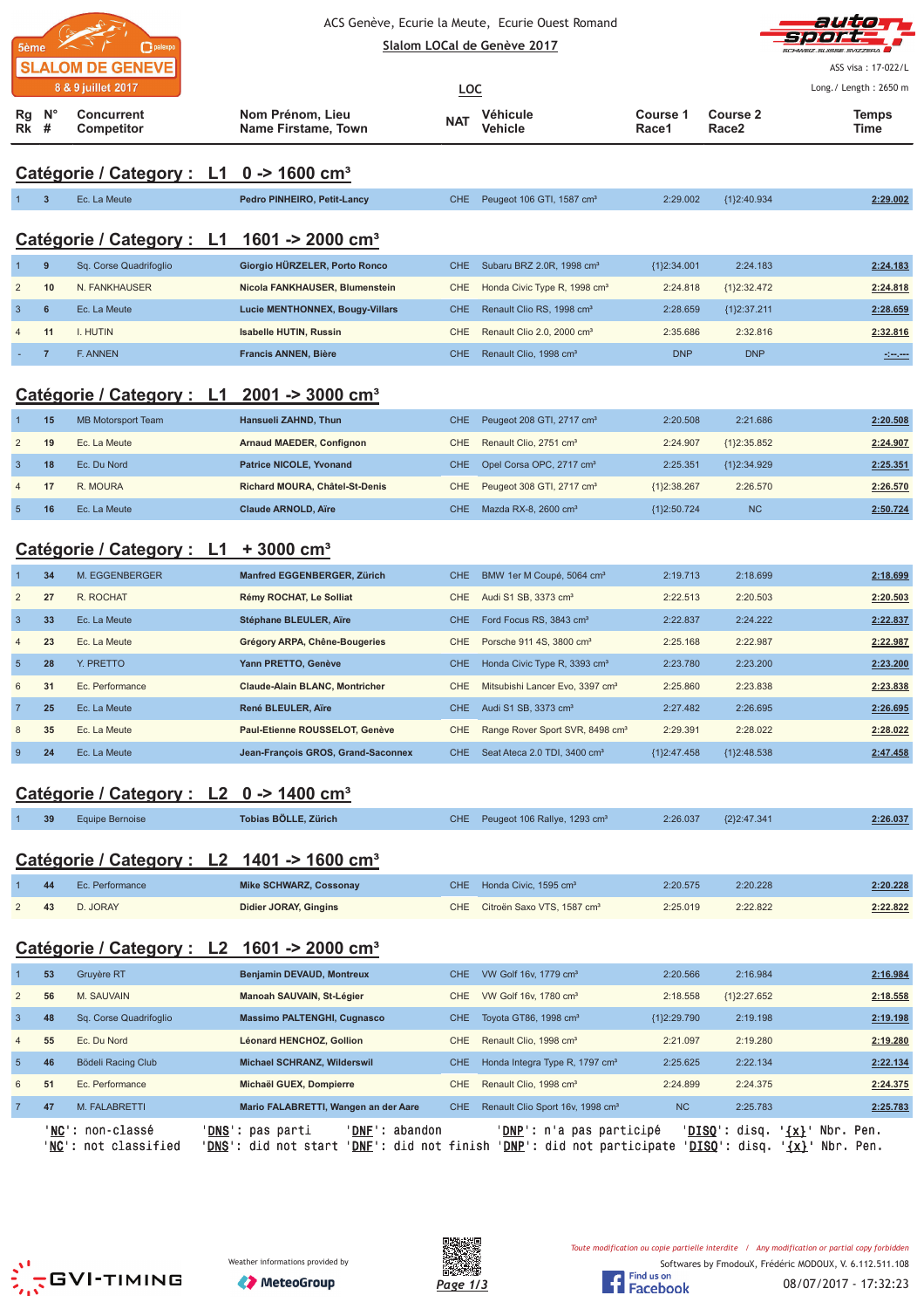5ème SLALOM DE GENEVE
8 & 9 juillet 2017

ACS Genève, Ecurie la Meute, Ecurie Ouest Romand

Slalom LOCal de Genève 2017

LOC

ASS visa : 17-022/L

Long./ Length : 2650 m

## Catégorie / Category : L1 0 -> 1600 cm³

| Rg Rk | N° # | Concurrent Competitor | Nom Prénom, Lieu Name Firstame, Town | NAT | Véhicule Vehicle | Course 1 Race1 | Course 2 Race2 | Temps Time |
|---|---|---|---|---|---|---|---|---|
| 1 | 3 | Ec. La Meute | Pedro PINHEIRO, Petit-Lancy | CHE | Peugeot 106 GTI, 1587 cm³ | 2:29.002 | {1}2:40.934 | 2:29.002 |

## Catégorie / Category : L1 1601 -> 2000 cm³

| Rg Rk | N° # | Concurrent Competitor | Nom Prénom, Lieu Name Firstame, Town | NAT | Véhicule Vehicle | Course 1 Race1 | Course 2 Race2 | Temps Time |
|---|---|---|---|---|---|---|---|---|
| 1 | 9 | Sq. Corse Quadrifoglio | Giorgio HÜRZELER, Porto Ronco | CHE | Subaru BRZ 2.0R, 1998 cm³ | {1}2:34.001 | 2:24.183 | 2:24.183 |
| 2 | 10 | N. FANKHAUSER | Nicola FANKHAUSER, Blumenstein | CHE | Honda Civic Type R, 1998 cm³ | 2:24.818 | {1}2:32.472 | 2:24.818 |
| 3 | 6 | Ec. La Meute | Lucie MENTHONNEX, Bougy-Villars | CHE | Renault Clio RS, 1998 cm³ | 2:28.659 | {1}2:37.211 | 2:28.659 |
| 4 | 11 | I. HUTIN | Isabelle HUTIN, Russin | CHE | Renault Clio 2.0, 2000 cm³ | 2:35.686 | 2:32.816 | 2:32.816 |
| - | 7 | F. ANNEN | Francis ANNEN, Bière | CHE | Renault Clio, 1998 cm³ | DNP | DNP | -:--.--- |

## Catégorie / Category : L1 2001 -> 3000 cm³

| Rg Rk | N° # | Concurrent Competitor | Nom Prénom, Lieu Name Firstame, Town | NAT | Véhicule Vehicle | Course 1 Race1 | Course 2 Race2 | Temps Time |
|---|---|---|---|---|---|---|---|---|
| 1 | 15 | MB Motorsport Team | Hansueli ZAHND, Thun | CHE | Peugeot 208 GTI, 2717 cm³ | 2:20.508 | 2:21.686 | 2:20.508 |
| 2 | 19 | Ec. La Meute | Arnaud MAEDER, Confignon | CHE | Renault Clio, 2751 cm³ | 2:24.907 | {1}2:35.852 | 2:24.907 |
| 3 | 18 | Ec. Du Nord | Patrice NICOLE, Yvonand | CHE | Opel Corsa OPC, 2717 cm³ | 2:25.351 | {1}2:34.929 | 2:25.351 |
| 4 | 17 | R. MOURA | Richard MOURA, Châtel-St-Denis | CHE | Peugeot 308 GTI, 2717 cm³ | {1}2:38.267 | 2:26.570 | 2:26.570 |
| 5 | 16 | Ec. La Meute | Claude ARNOLD, Aïre | CHE | Mazda RX-8, 2600 cm³ | {1}2:50.724 | NC | 2:50.724 |

## Catégorie / Category : L1 + 3000 cm³

| Rg Rk | N° # | Concurrent Competitor | Nom Prénom, Lieu Name Firstame, Town | NAT | Véhicule Vehicle | Course 1 Race1 | Course 2 Race2 | Temps Time |
|---|---|---|---|---|---|---|---|---|
| 1 | 34 | M. EGGENBERGER | Manfred EGGENBERGER, Zürich | CHE | BMW 1er M Coupé, 5064 cm³ | 2:19.713 | 2:18.699 | 2:18.699 |
| 2 | 27 | R. ROCHAT | Rémy ROCHAT, Le Solliat | CHE | Audi S1 SB, 3373 cm³ | 2:22.513 | 2:20.503 | 2:20.503 |
| 3 | 33 | Ec. La Meute | Stéphane BLEULER, Aïre | CHE | Ford Focus RS, 3843 cm³ | 2:22.837 | 2:24.222 | 2:22.837 |
| 4 | 23 | Ec. La Meute | Grégory ARPA, Chêne-Bougeries | CHE | Porsche 911 4S, 3800 cm³ | 2:25.168 | 2:22.987 | 2:22.987 |
| 5 | 28 | Y. PRETTO | Yann PRETTO, Genève | CHE | Honda Civic Type R, 3393 cm³ | 2:23.780 | 2:23.200 | 2:23.200 |
| 6 | 31 | Ec. Performance | Claude-Alain BLANC, Montricher | CHE | Mitsubishi Lancer Evo, 3397 cm³ | 2:25.860 | 2:23.838 | 2:23.838 |
| 7 | 25 | Ec. La Meute | René BLEULER, Aïre | CHE | Audi S1 SB, 3373 cm³ | 2:27.482 | 2:26.695 | 2:26.695 |
| 8 | 35 | Ec. La Meute | Paul-Etienne ROUSSELOT, Genève | CHE | Range Rover Sport SVR, 8498 cm³ | 2:29.391 | 2:28.022 | 2:28.022 |
| 9 | 24 | Ec. La Meute | Jean-François GROS, Grand-Saconnex | CHE | Seat Ateca 2.0 TDI, 3400 cm³ | {1}2:47.458 | {1}2:48.538 | 2:47.458 |

## Catégorie / Category : L2 0 -> 1400 cm³

| Rg Rk | N° # | Concurrent Competitor | Nom Prénom, Lieu Name Firstame, Town | NAT | Véhicule Vehicle | Course 1 Race1 | Course 2 Race2 | Temps Time |
|---|---|---|---|---|---|---|---|---|
| 1 | 39 | Equipe Bernoise | Tobias BÖLLE, Zürich | CHE | Peugeot 106 Rallye, 1293 cm³ | 2:26.037 | {2}2:47.341 | 2:26.037 |

## Catégorie / Category : L2 1401 -> 1600 cm³

| Rg Rk | N° # | Concurrent Competitor | Nom Prénom, Lieu Name Firstame, Town | NAT | Véhicule Vehicle | Course 1 Race1 | Course 2 Race2 | Temps Time |
|---|---|---|---|---|---|---|---|---|
| 1 | 44 | Ec. Performance | Mike SCHWARZ, Cossonay | CHE | Honda Civic, 1595 cm³ | 2:20.575 | 2:20.228 | 2:20.228 |
| 2 | 43 | D. JORAY | Didier JORAY, Gingins | CHE | Citroën Saxo VTS, 1587 cm³ | 2:25.019 | 2:22.822 | 2:22.822 |

## Catégorie / Category : L2 1601 -> 2000 cm³

| Rg Rk | N° # | Concurrent Competitor | Nom Prénom, Lieu Name Firstame, Town | NAT | Véhicule Vehicle | Course 1 Race1 | Course 2 Race2 | Temps Time |
|---|---|---|---|---|---|---|---|---|
| 1 | 53 | Gruyère RT | Benjamin DEVAUD, Montreux | CHE | VW Golf 16v, 1779 cm³ | 2:20.566 | 2:16.984 | 2:16.984 |
| 2 | 56 | M. SAUVAIN | Manoah SAUVAIN, St-Légier | CHE | VW Golf 16v, 1780 cm³ | 2:18.558 | {1}2:27.652 | 2:18.558 |
| 3 | 48 | Sq. Corse Quadrifoglio | Massimo PALTENGHI, Cugnasco | CHE | Toyota GT86, 1998 cm³ | {1}2:29.790 | 2:19.198 | 2:19.198 |
| 4 | 55 | Ec. Du Nord | Léonard HENCHOZ, Gollion | CHE | Renault Clio, 1998 cm³ | 2:21.097 | 2:19.280 | 2:19.280 |
| 5 | 46 | Bödeli Racing Club | Michael SCHRANZ, Wilderswil | CHE | Honda Integra Type R, 1797 cm³ | 2:25.625 | 2:22.134 | 2:22.134 |
| 6 | 51 | Ec. Performance | Michaël GUEX, Dompierre | CHE | Renault Clio, 1998 cm³ | 2:24.899 | 2:24.375 | 2:24.375 |
| 7 | 47 | M. FALABRETTI | Mario FALABRETTI, Wangen an der Aare | CHE | Renault Clio Sport 16v, 1998 cm³ | NC | 2:25.783 | 2:25.783 |

'NC': non-classé 'DNS': pas parti 'DNF': abandon 'DNP': n'a pas participé 'DISQ': disq. '{x}' Nbr. Pen.
'NC': not classified 'DNS': did not start 'DNF': did not finish 'DNP': did not participate 'DISQ': disq. '{x}' Nbr. Pen.

Weather informations provided by MeteoGroup

Toute modification ou copie partielle interdite / Any modification or partial copy forbidden

Softwares by FmodouX, Frédéric MODOUX, V. 6.112.511.108

08/07/2017 - 17:32:23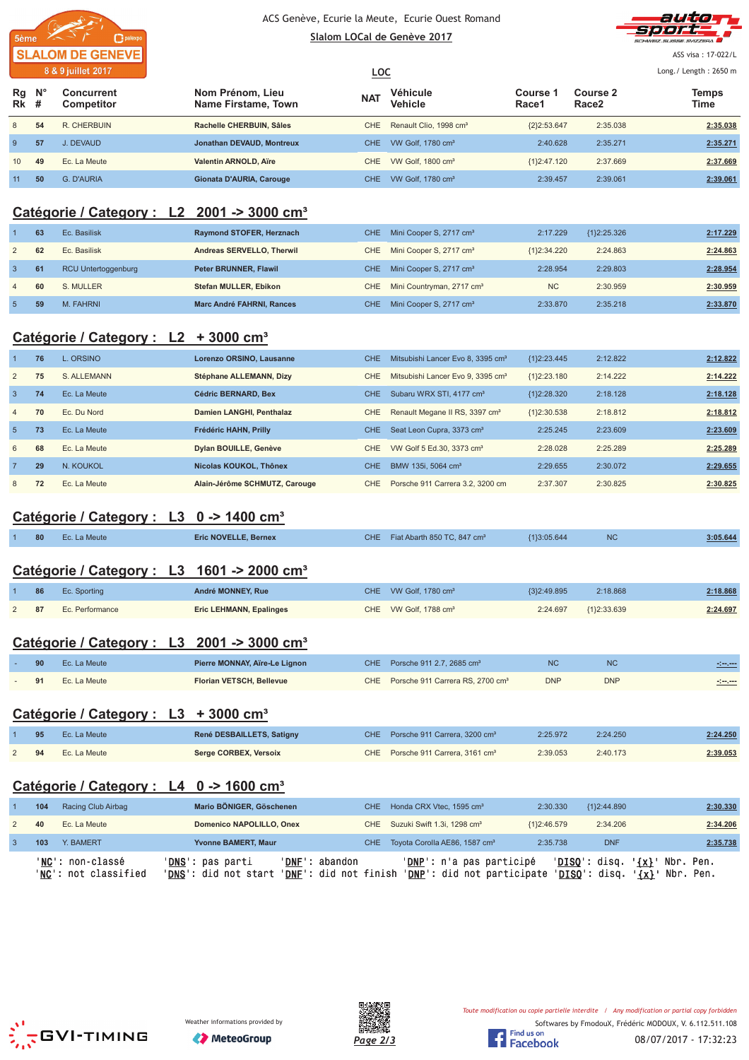ACS Genève, Ecurie la Meute, Ecurie Ouest Romand

Slalom LOCal de Genève 2017

ASS visa : 17-022/L

LOC

Long./ Length : 2650 m

| Rg Rk | N° # | Concurrent Competitor | Nom Prénom, Lieu Name Firstame, Town | NAT | Véhicule Vehicle | Course 1 Race1 | Course 2 Race2 | Temps Time |
|---|---|---|---|---|---|---|---|---|
| 8 | 54 | R. CHERBUIN | Rachelle CHERBUIN, Sâles | CHE | Renault Clio, 1998 cm³ | {2}2:53.647 | 2:35.038 | 2:35.038 |
| 9 | 57 | J. DEVAUD | Jonathan DEVAUD, Montreux | CHE | VW Golf, 1780 cm³ | 2:40.628 | 2:35.271 | 2:35.271 |
| 10 | 49 | Ec. La Meute | Valentin ARNOLD, Aïre | CHE | VW Golf, 1800 cm³ | {1}2:47.120 | 2:37.669 | 2:37.669 |
| 11 | 50 | G. D'AURIA | Gionata D'AURIA, Carouge | CHE | VW Golf, 1780 cm³ | 2:39.457 | 2:39.061 | 2:39.061 |

## Catégorie / Category : L2 2001 -> 3000 cm³

| Rg Rk | N° # | Concurrent Competitor | Nom Prénom, Lieu Name Firstame, Town | NAT | Véhicule Vehicle | Course 1 Race1 | Course 2 Race2 | Temps Time |
|---|---|---|---|---|---|---|---|---|
| 1 | 63 | Ec. Basilisk | Raymond STOFER, Herznach | CHE | Mini Cooper S, 2717 cm³ | 2:17.229 | {1}2:25.326 | 2:17.229 |
| 2 | 62 | Ec. Basilisk | Andreas SERVELLO, Therwil | CHE | Mini Cooper S, 2717 cm³ | {1}2:34.220 | 2:24.863 | 2:24.863 |
| 3 | 61 | RCU Untertoggenburg | Peter BRUNNER, Flawil | CHE | Mini Cooper S, 2717 cm³ | 2:28.954 | 2:29.803 | 2:28.954 |
| 4 | 60 | S. MULLER | Stefan MULLER, Ebikon | CHE | Mini Countryman, 2717 cm³ | NC | 2:30.959 | 2:30.959 |
| 5 | 59 | M. FAHRNI | Marc André FAHRNI, Rances | CHE | Mini Cooper S, 2717 cm³ | 2:33.870 | 2:35.218 | 2:33.870 |

## Catégorie / Category : L2 + 3000 cm³

| Rg Rk | N° # | Concurrent Competitor | Nom Prénom, Lieu Name Firstame, Town | NAT | Véhicule Vehicle | Course 1 Race1 | Course 2 Race2 | Temps Time |
|---|---|---|---|---|---|---|---|---|
| 1 | 76 | L. ORSINO | Lorenzo ORSINO, Lausanne | CHE | Mitsubishi Lancer Evo 8, 3395 cm³ | {1}2:23.445 | 2:12.822 | 2:12.822 |
| 2 | 75 | S. ALLEMANN | Stéphane ALLEMANN, Dizy | CHE | Mitsubishi Lancer Evo 9, 3395 cm³ | {1}2:23.180 | 2:14.222 | 2:14.222 |
| 3 | 74 | Ec. La Meute | Cédric BERNARD, Bex | CHE | Subaru WRX STI, 4177 cm³ | {1}2:28.320 | 2:18.128 | 2:18.128 |
| 4 | 70 | Ec. Du Nord | Damien LANGHI, Penthalaz | CHE | Renault Megane II RS, 3397 cm³ | {1}2:30.538 | 2:18.812 | 2:18.812 |
| 5 | 73 | Ec. La Meute | Frédéric HAHN, Prilly | CHE | Seat Leon Cupra, 3373 cm³ | 2:25.245 | 2:23.609 | 2:23.609 |
| 6 | 68 | Ec. La Meute | Dylan BOUILLE, Genève | CHE | VW Golf 5 Ed.30, 3373 cm³ | 2:28.028 | 2:25.289 | 2:25.289 |
| 7 | 29 | N. KOUKOL | Nicolas KOUKOL, Thônex | CHE | BMW 135i, 5064 cm³ | 2:29.655 | 2:30.072 | 2:29.655 |
| 8 | 72 | Ec. La Meute | Alain-Jérôme SCHMUTZ, Carouge | CHE | Porsche 911 Carrera 3.2, 3200 cm | 2:37.307 | 2:30.825 | 2:30.825 |

## Catégorie / Category : L3 0 -> 1400 cm³

| Rg Rk | N° # | Concurrent Competitor | Nom Prénom, Lieu Name Firstame, Town | NAT | Véhicule Vehicle | Course 1 Race1 | Course 2 Race2 | Temps Time |
|---|---|---|---|---|---|---|---|---|
| 1 | 80 | Ec. La Meute | Eric NOVELLE, Bernex | CHE | Fiat Abarth 850 TC, 847 cm³ | {1}3:05.644 | NC | 3:05.644 |

## Catégorie / Category : L3 1601 -> 2000 cm³

| Rg Rk | N° # | Concurrent Competitor | Nom Prénom, Lieu Name Firstame, Town | NAT | Véhicule Vehicle | Course 1 Race1 | Course 2 Race2 | Temps Time |
|---|---|---|---|---|---|---|---|---|
| 1 | 86 | Ec. Sporting | André MONNEY, Rue | CHE | VW Golf, 1780 cm³ | {3}2:49.895 | 2:18.868 | 2:18.868 |
| 2 | 87 | Ec. Performance | Eric LEHMANN, Epalinges | CHE | VW Golf, 1788 cm³ | 2:24.697 | {1}2:33.639 | 2:24.697 |

## Catégorie / Category : L3 2001 -> 3000 cm³

| Rg Rk | N° # | Concurrent Competitor | Nom Prénom, Lieu Name Firstame, Town | NAT | Véhicule Vehicle | Course 1 Race1 | Course 2 Race2 | Temps Time |
|---|---|---|---|---|---|---|---|---|
| - | 90 | Ec. La Meute | Pierre MONNAY, Aïre-Le Lignon | CHE | Porsche 911 2.7, 2685 cm³ | NC | NC | -:--.--- |
| - | 91 | Ec. La Meute | Florian VETSCH, Bellevue | CHE | Porsche 911 Carrera RS, 2700 cm³ | DNP | DNP | -:--.--- |

## Catégorie / Category : L3 + 3000 cm³

| Rg Rk | N° # | Concurrent Competitor | Nom Prénom, Lieu Name Firstame, Town | NAT | Véhicule Vehicle | Course 1 Race1 | Course 2 Race2 | Temps Time |
|---|---|---|---|---|---|---|---|---|
| 1 | 95 | Ec. La Meute | René DESBAILLETS, Satigny | CHE | Porsche 911 Carrera, 3200 cm³ | 2:25.972 | 2:24.250 | 2:24.250 |
| 2 | 94 | Ec. La Meute | Serge CORBEX, Versoix | CHE | Porsche 911 Carrera, 3161 cm³ | 2:39.053 | 2:40.173 | 2:39.053 |

## Catégorie / Category : L4 0 -> 1600 cm³

| Rg Rk | N° # | Concurrent Competitor | Nom Prénom, Lieu Name Firstame, Town | NAT | Véhicule Vehicle | Course 1 Race1 | Course 2 Race2 | Temps Time |
|---|---|---|---|---|---|---|---|---|
| 1 | 104 | Racing Club Airbag | Mario BÖNIGER, Göschenen | CHE | Honda CRX Vtec, 1595 cm³ | 2:30.330 | {1}2:44.890 | 2:30.330 |
| 2 | 40 | Ec. La Meute | Domenico NAPOLILLO, Onex | CHE | Suzuki Swift 1.3i, 1298 cm³ | {1}2:46.579 | 2:34.206 | 2:34.206 |
| 3 | 103 | Y. BAMERT | Yvonne BAMERT, Maur | CHE | Toyota Corolla AE86, 1587 cm³ | 2:35.738 | DNF | 2:35.738 |

'NC': non-classé 'DNS': pas parti 'DNF': abandon 'DNP': n'a pas participé 'DISQ': disq. '{x}' Nbr. Pen.
'NC': not classified 'DNS': did not start 'DNF': did not finish 'DNP': did not participate 'DISQ': disq. '{x}' Nbr. Pen.

Weather informations provided by MeteoGroup

Toute modification ou copie partielle interdite / Any modification or partial copy forbidden

Softwares by FmodouX, Frédéric MODOUX, V. 6.112.511.108

08/07/2017 - 17:32:23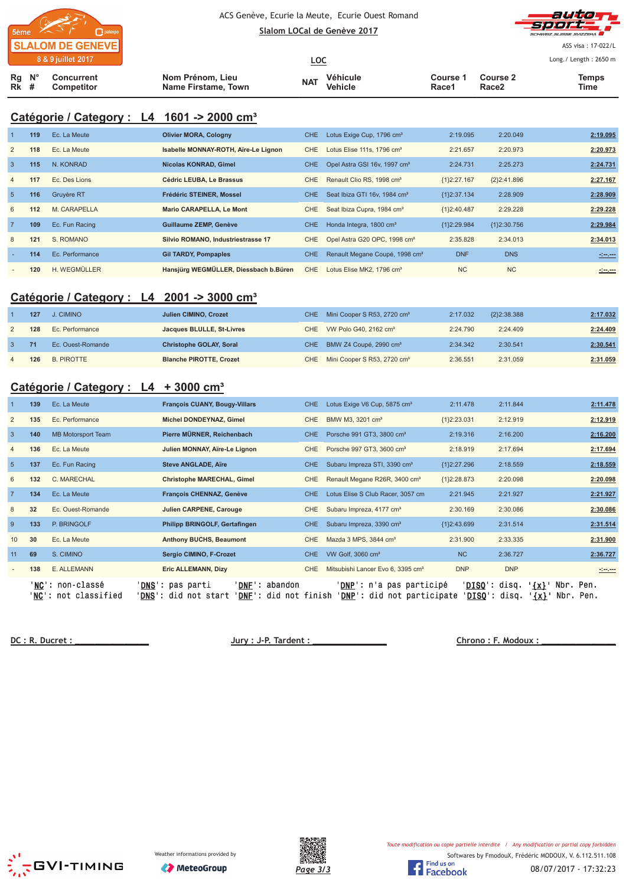ACS Genève, Ecurie la Meute, Ecurie Ouest Romand

Slalom LOCal de Genève 2017

LOC

ASS visa : 17-022/L

Long./ Length : 2650 m

## Catégorie / Category : L4 1601 -> 2000 cm³

| Rg Rk | N° # | Concurrent Competitor | Nom Prénom, Lieu Name Firstame, Town | NAT | Véhicule Vehicle | Course 1 Race1 | Course 2 Race2 | Temps Time |
|---|---|---|---|---|---|---|---|---|
| 1 | 119 | Ec. La Meute | Olivier MORA, Cologny | CHE | Lotus Exige Cup, 1796 cm³ | 2:19.095 | 2:20.049 | 2:19.095 |
| 2 | 118 | Ec. La Meute | Isabelle MONNAY-ROTH, Aïre-Le Lignon | CHE | Lotus Elise 111s, 1796 cm³ | 2:21.657 | 2:20.973 | 2:20.973 |
| 3 | 115 | N. KONRAD | Nicolas KONRAD, Gimel | CHE | Opel Astra GSI 16v, 1997 cm³ | 2:24.731 | 2:25.273 | 2:24.731 |
| 4 | 117 | Ec. Des Lions | Cédric LEUBA, Le Brassus | CHE | Renault Clio RS, 1998 cm³ | {1}2:27.167 | {2}2:41.896 | 2:27.167 |
| 5 | 116 | Gruyère RT | Frédéric STEINER, Mossel | CHE | Seat Ibiza GTI 16v, 1984 cm³ | {1}2:37.134 | 2:28.909 | 2:28.909 |
| 6 | 112 | M. CARAPELLA | Mario CARAPELLA, Le Mont | CHE | Seat Ibiza Cupra, 1984 cm³ | {1}2:40.487 | 2:29.228 | 2:29.228 |
| 7 | 109 | Ec. Fun Racing | Guillaume ZEMP, Genève | CHE | Honda Integra, 1800 cm³ | {1}2:29.984 | {1}2:30.756 | 2:29.984 |
| 8 | 121 | S. ROMANO | Silvio ROMANO, Industriestrasse 17 | CHE | Opel Astra G20 OPC, 1998 cm³ | 2:35.828 | 2:34.013 | 2:34.013 |
| - | 114 | Ec. Performance | Gil TARDY, Pompaples | CHE | Renault Megane Coupé, 1998 cm³ | DNF | DNS | -:--.--- |
| - | 120 | H. WEGMÜLLER | Hansjürg WEGMÜLLER, Diessbach b.Büren | CHE | Lotus Elise MK2, 1796 cm³ | NC | NC | -:--.--- |

## Catégorie / Category : L4 2001 -> 3000 cm³

| Rg Rk | N° # | Concurrent Competitor | Nom Prénom, Lieu Name Firstame, Town | NAT | Véhicule Vehicle | Course 1 Race1 | Course 2 Race2 | Temps Time |
|---|---|---|---|---|---|---|---|---|
| 1 | 127 | J. CIMINO | Julien CIMINO, Crozet | CHE | Mini Cooper S R53, 2720 cm³ | 2:17.032 | {2}2:38.388 | 2:17.032 |
| 2 | 128 | Ec. Performance | Jacques BLULLE, St-Livres | CHE | VW Polo G40, 2162 cm³ | 2:24.790 | 2:24.409 | 2:24.409 |
| 3 | 71 | Ec. Ouest-Romande | Christophe GOLAY, Soral | CHE | BMW Z4 Coupé, 2990 cm³ | 2:34.342 | 2:30.541 | 2:30.541 |
| 4 | 126 | B. PIROTTE | Blanche PIROTTE, Crozet | CHE | Mini Cooper S R53, 2720 cm³ | 2:36.551 | 2:31.059 | 2:31.059 |

## Catégorie / Category : L4 + 3000 cm³

| Rg Rk | N° # | Concurrent Competitor | Nom Prénom, Lieu Name Firstame, Town | NAT | Véhicule Vehicle | Course 1 Race1 | Course 2 Race2 | Temps Time |
|---|---|---|---|---|---|---|---|---|
| 1 | 139 | Ec. La Meute | François CUANY, Bougy-Villars | CHE | Lotus Exige V6 Cup, 5875 cm³ | 2:11.478 | 2:11.844 | 2:11.478 |
| 2 | 135 | Ec. Performance | Michel DONDEYNAZ, Gimel | CHE | BMW M3, 3201 cm³ | {1}2:23.031 | 2:12.919 | 2:12.919 |
| 3 | 140 | MB Motorsport Team | Pierre MÜRNER, Reichenbach | CHE | Porsche 991 GT3, 3800 cm³ | 2:19.316 | 2:16.200 | 2:16.200 |
| 4 | 136 | Ec. La Meute | Julien MONNAY, Aïre-Le Lignon | CHE | Porsche 997 GT3, 3600 cm³ | 2:18.919 | 2:17.694 | 2:17.694 |
| 5 | 137 | Ec. Fun Racing | Steve ANGLADE, Aïre | CHE | Subaru Impreza STI, 3390 cm³ | {1}2:27.296 | 2:18.559 | 2:18.559 |
| 6 | 132 | C. MARECHAL | Christophe MARECHAL, Gimel | CHE | Renault Megane R26R, 3400 cm³ | {1}2:28.873 | 2:20.098 | 2:20.098 |
| 7 | 134 | Ec. La Meute | François CHENNAZ, Genève | CHE | Lotus Elise S Club Racer, 3057 cm | 2:21.945 | 2:21.927 | 2:21.927 |
| 8 | 32 | Ec. Ouest-Romande | Julien CARPENE, Carouge | CHE | Subaru Impreza, 4177 cm³ | 2:30.169 | 2:30.086 | 2:30.086 |
| 9 | 133 | P. BRINGOLF | Philipp BRINGOLF, Gertafingen | CHE | Subaru Impreza, 3390 cm³ | {1}2:43.699 | 2:31.514 | 2:31.514 |
| 10 | 30 | Ec. La Meute | Anthony BUCHS, Beaumont | CHE | Mazda 3 MPS, 3844 cm³ | 2:31.900 | 2:33.335 | 2:31.900 |
| 11 | 69 | S. CIMINO | Sergio CIMINO, F-Crozet | CHE | VW Golf, 3060 cm³ | NC | 2:36.727 | 2:36.727 |
| - | 138 | E. ALLEMANN | Eric ALLEMANN, Dizy | CHE | Mitsubishi Lancer Evo 6, 3395 cm³ | DNP | DNP | -:--.--- |

'NC': non-classé 'DNS': pas parti 'DNF': abandon 'DNP': n'a pas participé 'DISQ': disq. '{x}' Nbr. Pen.
'NC': not classified 'DNS': did not start 'DNF': did not finish 'DNP': did not participate 'DISQ': disq. '{x}' Nbr. Pen.

DC : R. Ducret : ______________ Jury : J-P. Tardent : ______________ Chrono : F. Modoux : ______________

Weather informations provided by MeteoGroup

Toute modification ou copie partielle interdite / Any modification or partial copy forbidden

Softwares by FmodouX, Frédéric MODOUX, V. 6.112.511.108

08/07/2017 - 17:32:23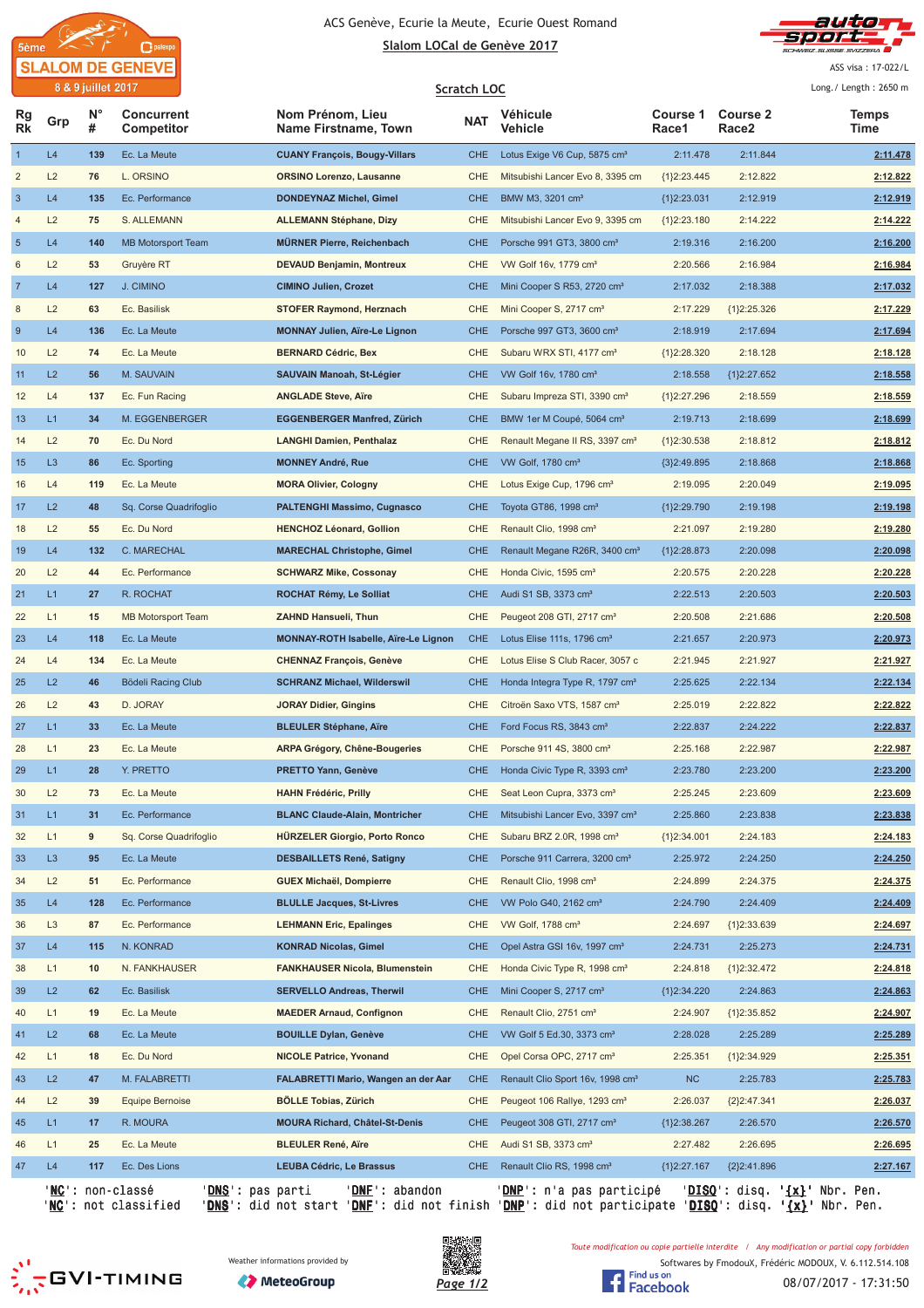ACS Genève, Ecurie la Meute, Ecurie Ouest Romand

Slalom LOCal de Genève 2017

5ème SLALOM DE GENEVE 8 & 9 juillet 2017

ASS visa : 17-022/L

Long./ Length : 2650 m

## Scratch LOC

| Rg Rk | Grp | N° # | Concurrent Competitor | Nom Prénom, Lieu Name Firstname, Town | NAT | Véhicule Vehicle | Course 1 Race1 | Course 2 Race2 | Temps Time |
|---|---|---|---|---|---|---|---|---|---|
| 1 | L4 | 139 | Ec. La Meute | CUANY François, Bougy-Villars | CHE | Lotus Exige V6 Cup, 5875 cm³ | 2:11.478 | 2:11.844 | 2:11.478 |
| 2 | L2 | 76 | L. ORSINO | ORSINO Lorenzo, Lausanne | CHE | Mitsubishi Lancer Evo 8, 3395 cm | {1}2:23.445 | 2:12.822 | 2:12.822 |
| 3 | L4 | 135 | Ec. Performance | DONDEYNAZ Michel, Gimel | CHE | BMW M3, 3201 cm³ | {1}2:23.031 | 2:12.919 | 2:12.919 |
| 4 | L2 | 75 | S. ALLEMANN | ALLEMANN Stéphane, Dizy | CHE | Mitsubishi Lancer Evo 9, 3395 cm | {1}2:23.180 | 2:14.222 | 2:14.222 |
| 5 | L4 | 140 | MB Motorsport Team | MÜRNER Pierre, Reichenbach | CHE | Porsche 991 GT3, 3800 cm³ | 2:19.316 | 2:16.200 | 2:16.200 |
| 6 | L2 | 53 | Gruyère RT | DEVAUD Benjamin, Montreux | CHE | VW Golf 16v, 1779 cm³ | 2:20.566 | 2:16.984 | 2:16.984 |
| 7 | L4 | 127 | J. CIMINO | CIMINO Julien, Crozet | CHE | Mini Cooper S R53, 2720 cm³ | 2:17.032 | 2:18.388 | 2:17.032 |
| 8 | L2 | 63 | Ec. Basilisk | STOFER Raymond, Herznach | CHE | Mini Cooper S, 2717 cm³ | 2:17.229 | {1}2:25.326 | 2:17.229 |
| 9 | L4 | 136 | Ec. La Meute | MONNAY Julien, Aïre-Le Lignon | CHE | Porsche 997 GT3, 3600 cm³ | 2:18.919 | 2:17.694 | 2:17.694 |
| 10 | L2 | 74 | Ec. La Meute | BERNARD Cédric, Bex | CHE | Subaru WRX STI, 4177 cm³ | {1}2:28.320 | 2:18.128 | 2:18.128 |
| 11 | L2 | 56 | M. SAUVAIN | SAUVAIN Manoah, St-Légier | CHE | VW Golf 16v, 1780 cm³ | 2:18.558 | {1}2:27.652 | 2:18.558 |
| 12 | L4 | 137 | Ec. Fun Racing | ANGLADE Steve, Aïre | CHE | Subaru Impreza STI, 3390 cm³ | {1}2:27.296 | 2:18.559 | 2:18.559 |
| 13 | L1 | 34 | M. EGGENBERGER | EGGENBERGER Manfred, Zürich | CHE | BMW 1er M Coupé, 5064 cm³ | 2:19.713 | 2:18.699 | 2:18.699 |
| 14 | L2 | 70 | Ec. Du Nord | LANGHI Damien, Penthalaz | CHE | Renault Megane II RS, 3397 cm³ | {1}2:30.538 | 2:18.812 | 2:18.812 |
| 15 | L3 | 86 | Ec. Sporting | MONNEY André, Rue | CHE | VW Golf, 1780 cm³ | {3}2:49.895 | 2:18.868 | 2:18.868 |
| 16 | L4 | 119 | Ec. La Meute | MORA Olivier, Cologny | CHE | Lotus Exige Cup, 1796 cm³ | 2:19.095 | 2:20.049 | 2:19.095 |
| 17 | L2 | 48 | Sq. Corse Quadrifoglio | PALTENGHI Massimo, Cugnasco | CHE | Toyota GT86, 1998 cm³ | {1}2:29.790 | 2:19.198 | 2:19.198 |
| 18 | L2 | 55 | Ec. Du Nord | HENCHOZ Léonard, Gollion | CHE | Renault Clio, 1998 cm³ | 2:21.097 | 2:19.280 | 2:19.280 |
| 19 | L4 | 132 | C. MARECHAL | MARECHAL Christophe, Gimel | CHE | Renault Megane R26R, 3400 cm³ | {1}2:28.873 | 2:20.098 | 2:20.098 |
| 20 | L2 | 44 | Ec. Performance | SCHWARZ Mike, Cossonay | CHE | Honda Civic, 1595 cm³ | 2:20.575 | 2:20.228 | 2:20.228 |
| 21 | L1 | 27 | R. ROCHAT | ROCHAT Rémy, Le Solliat | CHE | Audi S1 SB, 3373 cm³ | 2:22.513 | 2:20.503 | 2:20.503 |
| 22 | L1 | 15 | MB Motorsport Team | ZAHND Hansueli, Thun | CHE | Peugeot 208 GTI, 2717 cm³ | 2:20.508 | 2:21.686 | 2:20.508 |
| 23 | L4 | 118 | Ec. La Meute | MONNAY-ROTH Isabelle, Aïre-Le Lignon | CHE | Lotus Elise 111s, 1796 cm³ | 2:21.657 | 2:20.973 | 2:20.973 |
| 24 | L4 | 134 | Ec. La Meute | CHENNAZ François, Genève | CHE | Lotus Elise S Club Racer, 3057 c | 2:21.945 | 2:21.927 | 2:21.927 |
| 25 | L2 | 46 | Bödeli Racing Club | SCHRANZ Michael, Wilderswil | CHE | Honda Integra Type R, 1797 cm³ | 2:25.625 | 2:22.134 | 2:22.134 |
| 26 | L2 | 43 | D. JORAY | JORAY Didier, Gingins | CHE | Citroën Saxo VTS, 1587 cm³ | 2:25.019 | 2:22.822 | 2:22.822 |
| 27 | L1 | 33 | Ec. La Meute | BLEULER Stéphane, Aïre | CHE | Ford Focus RS, 3843 cm³ | 2:22.837 | 2:24.222 | 2:22.837 |
| 28 | L1 | 23 | Ec. La Meute | ARPA Grégory, Chêne-Bougeries | CHE | Porsche 911 4S, 3800 cm³ | 2:25.168 | 2:22.987 | 2:22.987 |
| 29 | L1 | 28 | Y. PRETTO | PRETTO Yann, Genève | CHE | Honda Civic Type R, 3393 cm³ | 2:23.780 | 2:23.200 | 2:23.200 |
| 30 | L2 | 73 | Ec. La Meute | HAHN Frédéric, Prilly | CHE | Seat Leon Cupra, 3373 cm³ | 2:25.245 | 2:23.609 | 2:23.609 |
| 31 | L1 | 31 | Ec. Performance | BLANC Claude-Alain, Montricher | CHE | Mitsubishi Lancer Evo, 3397 cm³ | 2:25.860 | 2:23.838 | 2:23.838 |
| 32 | L1 | 9 | Sq. Corse Quadrifoglio | HÜRZELER Giorgio, Porto Ronco | CHE | Subaru BRZ 2.0R, 1998 cm³ | {1}2:34.001 | 2:24.183 | 2:24.183 |
| 33 | L3 | 95 | Ec. La Meute | DESBAILLETS René, Satigny | CHE | Porsche 911 Carrera, 3200 cm³ | 2:25.972 | 2:24.250 | 2:24.250 |
| 34 | L2 | 51 | Ec. Performance | GUEX Michaël, Dompierre | CHE | Renault Clio, 1998 cm³ | 2:24.899 | 2:24.375 | 2:24.375 |
| 35 | L4 | 128 | Ec. Performance | BLULLE Jacques, St-Livres | CHE | VW Polo G40, 2162 cm³ | 2:24.790 | 2:24.409 | 2:24.409 |
| 36 | L3 | 87 | Ec. Performance | LEHMANN Eric, Epalinges | CHE | VW Golf, 1788 cm³ | 2:24.697 | {1}2:33.639 | 2:24.697 |
| 37 | L4 | 115 | N. KONRAD | KONRAD Nicolas, Gimel | CHE | Opel Astra GSI 16v, 1997 cm³ | 2:24.731 | 2:25.273 | 2:24.731 |
| 38 | L1 | 10 | N. FANKHAUSER | FANKHAUSER Nicola, Blumenstein | CHE | Honda Civic Type R, 1998 cm³ | 2:24.818 | {1}2:32.472 | 2:24.818 |
| 39 | L2 | 62 | Ec. Basilisk | SERVELLO Andreas, Therwil | CHE | Mini Cooper S, 2717 cm³ | {1}2:34.220 | 2:24.863 | 2:24.863 |
| 40 | L1 | 19 | Ec. La Meute | MAEDER Arnaud, Confignon | CHE | Renault Clio, 2751 cm³ | 2:24.907 | {1}2:35.852 | 2:24.907 |
| 41 | L2 | 68 | Ec. La Meute | BOUILLE Dylan, Genève | CHE | VW Golf 5 Ed.30, 3373 cm³ | 2:28.028 | 2:25.289 | 2:25.289 |
| 42 | L1 | 18 | Ec. Du Nord | NICOLE Patrice, Yvonand | CHE | Opel Corsa OPC, 2717 cm³ | 2:25.351 | {1}2:34.929 | 2:25.351 |
| 43 | L2 | 47 | M. FALABRETTI | FALABRETTI Mario, Wangen an der Aar | CHE | Renault Clio Sport 16v, 1998 cm³ | NC | 2:25.783 | 2:25.783 |
| 44 | L2 | 39 | Equipe Bernoise | BÖLLE Tobias, Zürich | CHE | Peugeot 106 Rallye, 1293 cm³ | 2:26.037 | {2}2:47.341 | 2:26.037 |
| 45 | L1 | 17 | R. MOURA | MOURA Richard, Châtel-St-Denis | CHE | Peugeot 308 GTI, 2717 cm³ | {1}2:38.267 | 2:26.570 | 2:26.570 |
| 46 | L1 | 25 | Ec. La Meute | BLEULER René, Aïre | CHE | Audi S1 SB, 3373 cm³ | 2:27.482 | 2:26.695 | 2:26.695 |
| 47 | L4 | 117 | Ec. Des Lions | LEUBA Cédric, Le Brassus | CHE | Renault Clio RS, 1998 cm³ | {1}2:27.167 | {2}2:41.896 | 2:27.167 |

'NC': non-classé 'DNS': pas parti 'DNF': abandon 'DNP': n'a pas participé 'DISQ': disq. '{x}' Nbr. Pen.
'NC': not classified 'DNS': did not start 'DNF': did not finish 'DNP': did not participate 'DISQ': disq. '{x}' Nbr. Pen.

Toute modification ou copie partielle interdite / Any modification or partial copy forbidden

Weather informations provided by MeteoGroup

Softwares by FmodouX, Frédéric MODOUX, V. 6.112.514.108

08/07/2017 - 17:31:50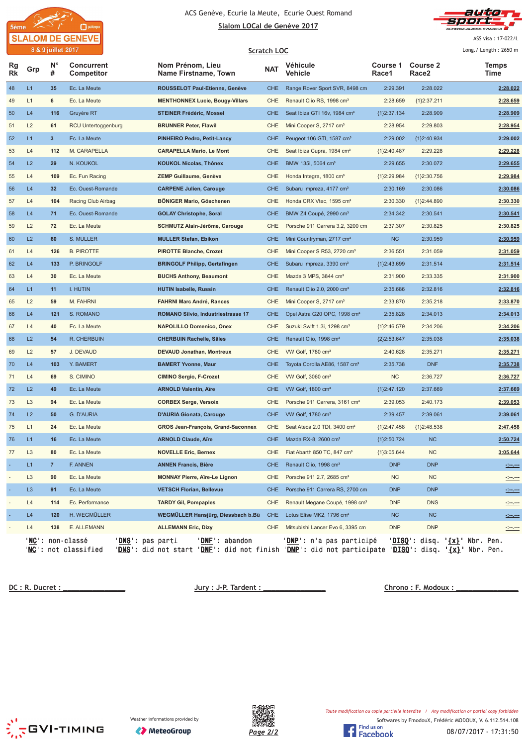ACS Genève, Ecurie la Meute, Ecurie Ouest Romand

Slalom LOCal de Genève 2017

5ème SLALOM DE GENEVE
8 & 9 juillet 2017

ASS visa : 17-022/L

Scratch LOC

Long./ Length : 2650 m

| Rg Rk | Grp | N° # | Concurrent Competitor | Nom Prénom, Lieu Name Firstname, Town | NAT | Véhicule Vehicle | Course 1 Race1 | Course 2 Race2 | Temps Time |
|---|---|---|---|---|---|---|---|---|---|
| 48 | L1 | 35 | Ec. La Meute | **ROUSSELOT Paul-Etienne, Genève** | CHE | Range Rover Sport SVR, 8498 cm | 2:29.391 | 2:28.022 | 2:28.022 |
| 49 | L1 | 6 | Ec. La Meute | **MENTHONNEX Lucie, Bougy-Villars** | CHE | Renault Clio RS, 1998 cm³ | 2:28.659 | {1}2:37.211 | 2:28.659 |
| 50 | L4 | 116 | Gruyère RT | **STEINER Frédéric, Mossel** | CHE | Seat Ibiza GTI 16v, 1984 cm³ | {1}2:37.134 | 2:28.909 | 2:28.909 |
| 51 | L2 | 61 | RCU Untertoggenburg | **BRUNNER Peter, Flawil** | CHE | Mini Cooper S, 2717 cm³ | 2:28.954 | 2:29.803 | 2:28.954 |
| 52 | L1 | 3 | Ec. La Meute | **PINHEIRO Pedro, Petit-Lancy** | CHE | Peugeot 106 GTI, 1587 cm³ | 2:29.002 | {1}2:40.934 | 2:29.002 |
| 53 | L4 | 112 | M. CARAPELLA | **CARAPELLA Mario, Le Mont** | CHE | Seat Ibiza Cupra, 1984 cm³ | {1}2:40.487 | 2:29.228 | 2:29.228 |
| 54 | L2 | 29 | N. KOUKOL | **KOUKOL Nicolas, Thônex** | CHE | BMW 135i, 5064 cm³ | 2:29.655 | 2:30.072 | 2:29.655 |
| 55 | L4 | 109 | Ec. Fun Racing | **ZEMP Guillaume, Genève** | CHE | Honda Integra, 1800 cm³ | {1}2:29.984 | {1}2:30.756 | 2:29.984 |
| 56 | L4 | 32 | Ec. Ouest-Romande | **CARPENE Julien, Carouge** | CHE | Subaru Impreza, 4177 cm³ | 2:30.169 | 2:30.086 | 2:30.086 |
| 57 | L4 | 104 | Racing Club Airbag | **BÖNIGER Mario, Göschenen** | CHE | Honda CRX Vtec, 1595 cm³ | 2:30.330 | {1}2:44.890 | 2:30.330 |
| 58 | L4 | 71 | Ec. Ouest-Romande | **GOLAY Christophe, Soral** | CHE | BMW Z4 Coupé, 2990 cm³ | 2:34.342 | 2:30.541 | 2:30.541 |
| 59 | L2 | 72 | Ec. La Meute | **SCHMUTZ Alain-Jérôme, Carouge** | CHE | Porsche 911 Carrera 3.2, 3200 cm | 2:37.307 | 2:30.825 | 2:30.825 |
| 60 | L2 | 60 | S. MULLER | **MULLER Stefan, Ebikon** | CHE | Mini Countryman, 2717 cm³ | NC | 2:30.959 | 2:30.959 |
| 61 | L4 | 126 | B. PIROTTE | **PIROTTE Blanche, Crozet** | CHE | Mini Cooper S R53, 2720 cm³ | 2:36.551 | 2:31.059 | 2:31.059 |
| 62 | L4 | 133 | P. BRINGOLF | **BRINGOLF Philipp, Gertafingen** | CHE | Subaru Impreza, 3390 cm³ | {1}2:43.699 | 2:31.514 | 2:31.514 |
| 63 | L4 | 30 | Ec. La Meute | **BUCHS Anthony, Beaumont** | CHE | Mazda 3 MPS, 3844 cm³ | 2:31.900 | 2:33.335 | 2:31.900 |
| 64 | L1 | 11 | I. HUTIN | **HUTIN Isabelle, Russin** | CHE | Renault Clio 2.0, 2000 cm³ | 2:35.686 | 2:32.816 | 2:32.816 |
| 65 | L2 | 59 | M. FAHRNI | **FAHRNI Marc André, Rances** | CHE | Mini Cooper S, 2717 cm³ | 2:33.870 | 2:35.218 | 2:33.870 |
| 66 | L4 | 121 | S. ROMANO | **ROMANO Silvio, Industriestrasse 17** | CHE | Opel Astra G20 OPC, 1998 cm³ | 2:35.828 | 2:34.013 | 2:34.013 |
| 67 | L4 | 40 | Ec. La Meute | **NAPOLILLO Domenico, Onex** | CHE | Suzuki Swift 1.3i, 1298 cm³ | {1}2:46.579 | 2:34.206 | 2:34.206 |
| 68 | L2 | 54 | R. CHERBUIN | **CHERBUIN Rachelle, Sâles** | CHE | Renault Clio, 1998 cm³ | {2}2:53.647 | 2:35.038 | 2:35.038 |
| 69 | L2 | 57 | J. DEVAUD | **DEVAUD Jonathan, Montreux** | CHE | VW Golf, 1780 cm³ | 2:40.628 | 2:35.271 | 2:35.271 |
| 70 | L4 | 103 | Y. BAMERT | **BAMERT Yvonne, Maur** | CHE | Toyota Corolla AE86, 1587 cm³ | 2:35.738 | DNF | 2:35.738 |
| 71 | L4 | 69 | S. CIMINO | **CIMINO Sergio, F-Crozet** | CHE | VW Golf, 3060 cm³ | NC | 2:36.727 | 2:36.727 |
| 72 | L2 | 49 | Ec. La Meute | **ARNOLD Valentin, Aïre** | CHE | VW Golf, 1800 cm³ | {1}2:47.120 | 2:37.669 | 2:37.669 |
| 73 | L3 | 94 | Ec. La Meute | **CORBEX Serge, Versoix** | CHE | Porsche 911 Carrera, 3161 cm³ | 2:39.053 | 2:40.173 | 2:39.053 |
| 74 | L2 | 50 | G. D'AURIA | **D'AURIA Gionata, Carouge** | CHE | VW Golf, 1780 cm³ | 2:39.457 | 2:39.061 | 2:39.061 |
| 75 | L1 | 24 | Ec. La Meute | **GROS Jean-François, Grand-Saconnex** | CHE | Seat Ateca 2.0 TDI, 3400 cm³ | {1}2:47.458 | {1}2:48.538 | 2:47.458 |
| 76 | L1 | 16 | Ec. La Meute | **ARNOLD Claude, Aïre** | CHE | Mazda RX-8, 2600 cm³ | {1}2:50.724 | NC | 2:50.724 |
| 77 | L3 | 80 | Ec. La Meute | **NOVELLE Eric, Bernex** | CHE | Fiat Abarth 850 TC, 847 cm³ | {1}3:05.644 | NC | 3:05.644 |
| - | L1 | 7 | F. ANNEN | **ANNEN Francis, Bière** | CHE | Renault Clio, 1998 cm³ | DNP | DNP | -:--.--- |
| - | L3 | 90 | Ec. La Meute | **MONNAY Pierre, Aïre-Le Lignon** | CHE | Porsche 911 2.7, 2685 cm³ | NC | NC | -:--.--- |
| - | L3 | 91 | Ec. La Meute | **VETSCH Florian, Bellevue** | CHE | Porsche 911 Carrera RS, 2700 cm | DNP | DNP | -:--.--- |
| - | L4 | 114 | Ec. Performance | **TARDY Gil, Pompaples** | CHE | Renault Megane Coupé, 1998 cm³ | DNF | DNS | -:--.--- |
| - | L4 | 120 | H. WEGMÜLLER | **WEGMÜLLER Hansjürg, Diessbach b.Bü** | CHE | Lotus Elise MK2, 1796 cm³ | NC | NC | -:--.--- |
| - | L4 | 138 | E. ALLEMANN | **ALLEMANN Eric, Dizy** | CHE | Mitsubishi Lancer Evo 6, 3395 cm | DNP | DNP | -:--.--- |

'**NC**': non-classé '**DNS**': pas parti '**DNF**': abandon '**DNP**': n'a pas participé '**DISQ**': disq. '**{x}**' Nbr. Pen.
'**NC**': not classified '**DNS**': did not start '**DNF**': did not finish '**DNP**': did not participate '**DISQ**': disq. '**{x}**' Nbr. Pen.

DC : R. Ducret : ______________ Jury : J-P. Tardent : ______________ Chrono : F. Modoux : ______________

Weather informations provided by MeteoGroup

*Toute modification ou copie partielle interdite / Any modification or partial copy forbidden*

Softwares by FmodouX, Frédéric MODOUX, V. 6.112.514.108

08/07/2017 - 17:31:50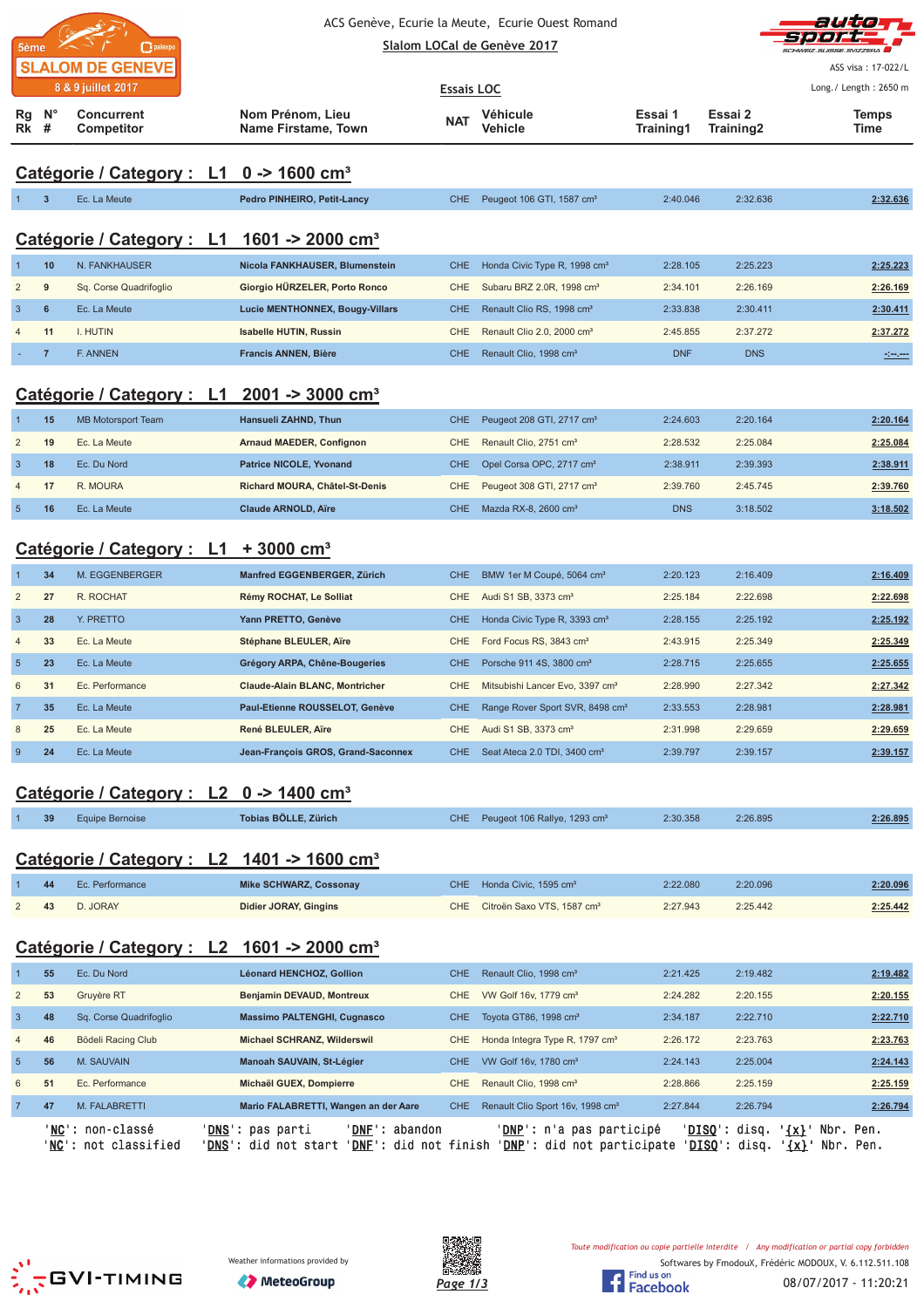ACS Genève, Ecurie la Meute, Ecurie Ouest Romand

Slalom LOCal de Genève 2017

5ème SLALOM DE GENEVE — 8 & 9 juillet 2017

ASS visa : 17-022/L

## Essais LOC

Long./ Length : 2650 m

### Catégorie / Category : L1 0 -> 1600 cm³

| Rg Rk | N° # | Concurrent Competitor | Nom Prénom, Lieu Name Firstame, Town | NAT | Véhicule Vehicle | Essai 1 Training1 | Essai 2 Training2 | Temps Time |
|---|---|---|---|---|---|---|---|---|
| 1 | 3 | Ec. La Meute | Pedro PINHEIRO, Petit-Lancy | CHE | Peugeot 106 GTI, 1587 cm³ | 2:40.046 | 2:32.636 | 2:32.636 |

### Catégorie / Category : L1 1601 -> 2000 cm³

| Rg Rk | N° # | Concurrent Competitor | Nom Prénom, Lieu Name Firstame, Town | NAT | Véhicule Vehicle | Essai 1 Training1 | Essai 2 Training2 | Temps Time |
|---|---|---|---|---|---|---|---|---|
| 1 | 10 | N. FANKHAUSER | Nicola FANKHAUSER, Blumenstein | CHE | Honda Civic Type R, 1998 cm³ | 2:28.105 | 2:25.223 | 2:25.223 |
| 2 | 9 | Sq. Corse Quadrifoglio | Giorgio HÜRZELER, Porto Ronco | CHE | Subaru BRZ 2.0R, 1998 cm³ | 2:34.101 | 2:26.169 | 2:26.169 |
| 3 | 6 | Ec. La Meute | Lucie MENTHONNEX, Bougy-Villars | CHE | Renault Clio RS, 1998 cm³ | 2:33.838 | 2:30.411 | 2:30.411 |
| 4 | 11 | I. HUTIN | Isabelle HUTIN, Russin | CHE | Renault Clio 2.0, 2000 cm³ | 2:45.855 | 2:37.272 | 2:37.272 |
| - | 7 | F. ANNEN | Francis ANNEN, Bière | CHE | Renault Clio, 1998 cm³ | DNF | DNS | -:--.--- |

### Catégorie / Category : L1 2001 -> 3000 cm³

| Rg Rk | N° # | Concurrent Competitor | Nom Prénom, Lieu Name Firstame, Town | NAT | Véhicule Vehicle | Essai 1 Training1 | Essai 2 Training2 | Temps Time |
|---|---|---|---|---|---|---|---|---|
| 1 | 15 | MB Motorsport Team | Hansueli ZAHND, Thun | CHE | Peugeot 208 GTI, 2717 cm³ | 2:24.603 | 2:20.164 | 2:20.164 |
| 2 | 19 | Ec. La Meute | Arnaud MAEDER, Confignon | CHE | Renault Clio, 2751 cm³ | 2:28.532 | 2:25.084 | 2:25.084 |
| 3 | 18 | Ec. Du Nord | Patrice NICOLE, Yvonand | CHE | Opel Corsa OPC, 2717 cm³ | 2:38.911 | 2:39.393 | 2:38.911 |
| 4 | 17 | R. MOURA | Richard MOURA, Châtel-St-Denis | CHE | Peugeot 308 GTI, 2717 cm³ | 2:39.760 | 2:45.745 | 2:39.760 |
| 5 | 16 | Ec. La Meute | Claude ARNOLD, Aïre | CHE | Mazda RX-8, 2600 cm³ | DNS | 3:18.502 | 3:18.502 |

### Catégorie / Category : L1 + 3000 cm³

| Rg Rk | N° # | Concurrent Competitor | Nom Prénom, Lieu Name Firstame, Town | NAT | Véhicule Vehicle | Essai 1 Training1 | Essai 2 Training2 | Temps Time |
|---|---|---|---|---|---|---|---|---|
| 1 | 34 | M. EGGENBERGER | Manfred EGGENBERGER, Zürich | CHE | BMW 1er M Coupé, 5064 cm³ | 2:20.123 | 2:16.409 | 2:16.409 |
| 2 | 27 | R. ROCHAT | Rémy ROCHAT, Le Solliat | CHE | Audi S1 SB, 3373 cm³ | 2:25.184 | 2:22.698 | 2:22.698 |
| 3 | 28 | Y. PRETTO | Yann PRETTO, Genève | CHE | Honda Civic Type R, 3393 cm³ | 2:28.155 | 2:25.192 | 2:25.192 |
| 4 | 33 | Ec. La Meute | Stéphane BLEULER, Aïre | CHE | Ford Focus RS, 3843 cm³ | 2:43.915 | 2:25.349 | 2:25.349 |
| 5 | 23 | Ec. La Meute | Grégory ARPA, Chêne-Bougeries | CHE | Porsche 911 4S, 3800 cm³ | 2:28.715 | 2:25.655 | 2:25.655 |
| 6 | 31 | Ec. Performance | Claude-Alain BLANC, Montricher | CHE | Mitsubishi Lancer Evo, 3397 cm³ | 2:28.990 | 2:27.342 | 2:27.342 |
| 7 | 35 | Ec. La Meute | Paul-Etienne ROUSSELOT, Genève | CHE | Range Rover Sport SVR, 8498 cm³ | 2:33.553 | 2:28.981 | 2:28.981 |
| 8 | 25 | Ec. La Meute | René BLEULER, Aïre | CHE | Audi S1 SB, 3373 cm³ | 2:31.998 | 2:29.659 | 2:29.659 |
| 9 | 24 | Ec. La Meute | Jean-François GROS, Grand-Saconnex | CHE | Seat Ateca 2.0 TDI, 3400 cm³ | 2:39.797 | 2:39.157 | 2:39.157 |

### Catégorie / Category : L2 0 -> 1400 cm³

| Rg Rk | N° # | Concurrent Competitor | Nom Prénom, Lieu Name Firstame, Town | NAT | Véhicule Vehicle | Essai 1 Training1 | Essai 2 Training2 | Temps Time |
|---|---|---|---|---|---|---|---|---|
| 1 | 39 | Equipe Bernoise | Tobias BÖLLE, Zürich | CHE | Peugeot 106 Rallye, 1293 cm³ | 2:30.358 | 2:26.895 | 2:26.895 |

### Catégorie / Category : L2 1401 -> 1600 cm³

| Rg Rk | N° # | Concurrent Competitor | Nom Prénom, Lieu Name Firstame, Town | NAT | Véhicule Vehicle | Essai 1 Training1 | Essai 2 Training2 | Temps Time |
|---|---|---|---|---|---|---|---|---|
| 1 | 44 | Ec. Performance | Mike SCHWARZ, Cossonay | CHE | Honda Civic, 1595 cm³ | 2:22.080 | 2:20.096 | 2:20.096 |
| 2 | 43 | D. JORAY | Didier JORAY, Gingins | CHE | Citroën Saxo VTS, 1587 cm³ | 2:27.943 | 2:25.442 | 2:25.442 |

### Catégorie / Category : L2 1601 -> 2000 cm³

| Rg Rk | N° # | Concurrent Competitor | Nom Prénom, Lieu Name Firstame, Town | NAT | Véhicule Vehicle | Essai 1 Training1 | Essai 2 Training2 | Temps Time |
|---|---|---|---|---|---|---|---|---|
| 1 | 55 | Ec. Du Nord | Léonard HENCHOZ, Gollion | CHE | Renault Clio, 1998 cm³ | 2:21.425 | 2:19.482 | 2:19.482 |
| 2 | 53 | Gruyère RT | Benjamin DEVAUD, Montreux | CHE | VW Golf 16v, 1779 cm³ | 2:24.282 | 2:20.155 | 2:20.155 |
| 3 | 48 | Sq. Corse Quadrifoglio | Massimo PALTENGHI, Cugnasco | CHE | Toyota GT86, 1998 cm³ | 2:34.187 | 2:22.710 | 2:22.710 |
| 4 | 46 | Bödeli Racing Club | Michael SCHRANZ, Wilderswil | CHE | Honda Integra Type R, 1797 cm³ | 2:26.172 | 2:23.763 | 2:23.763 |
| 5 | 56 | M. SAUVAIN | Manoah SAUVAIN, St-Légier | CHE | VW Golf 16v, 1780 cm³ | 2:24.143 | 2:25.004 | 2:24.143 |
| 6 | 51 | Ec. Performance | Michaël GUEX, Dompierre | CHE | Renault Clio, 1998 cm³ | 2:28.866 | 2:25.159 | 2:25.159 |
| 7 | 47 | M. FALABRETTI | Mario FALABRETTI, Wangen an der Aare | CHE | Renault Clio Sport 16v, 1998 cm³ | 2:27.844 | 2:26.794 | 2:26.794 |

'NC': non-classé 'DNS': pas parti 'DNF': abandon 'DNP': n'a pas participé 'DISQ': disq. '{x}' Nbr. Pen.
'NC': not classified 'DNS': did not start 'DNF': did not finish 'DNP': did not participate 'DISQ': disq. '{x}' Nbr. Pen.

Weather informations provided by MeteoGroup

*Toute modification ou copie partielle interdite / Any modification or partial copy forbidden*

Softwares by FmodouX, Frédéric MODOUX, V. 6.112.511.108

08/07/2017 - 11:20:21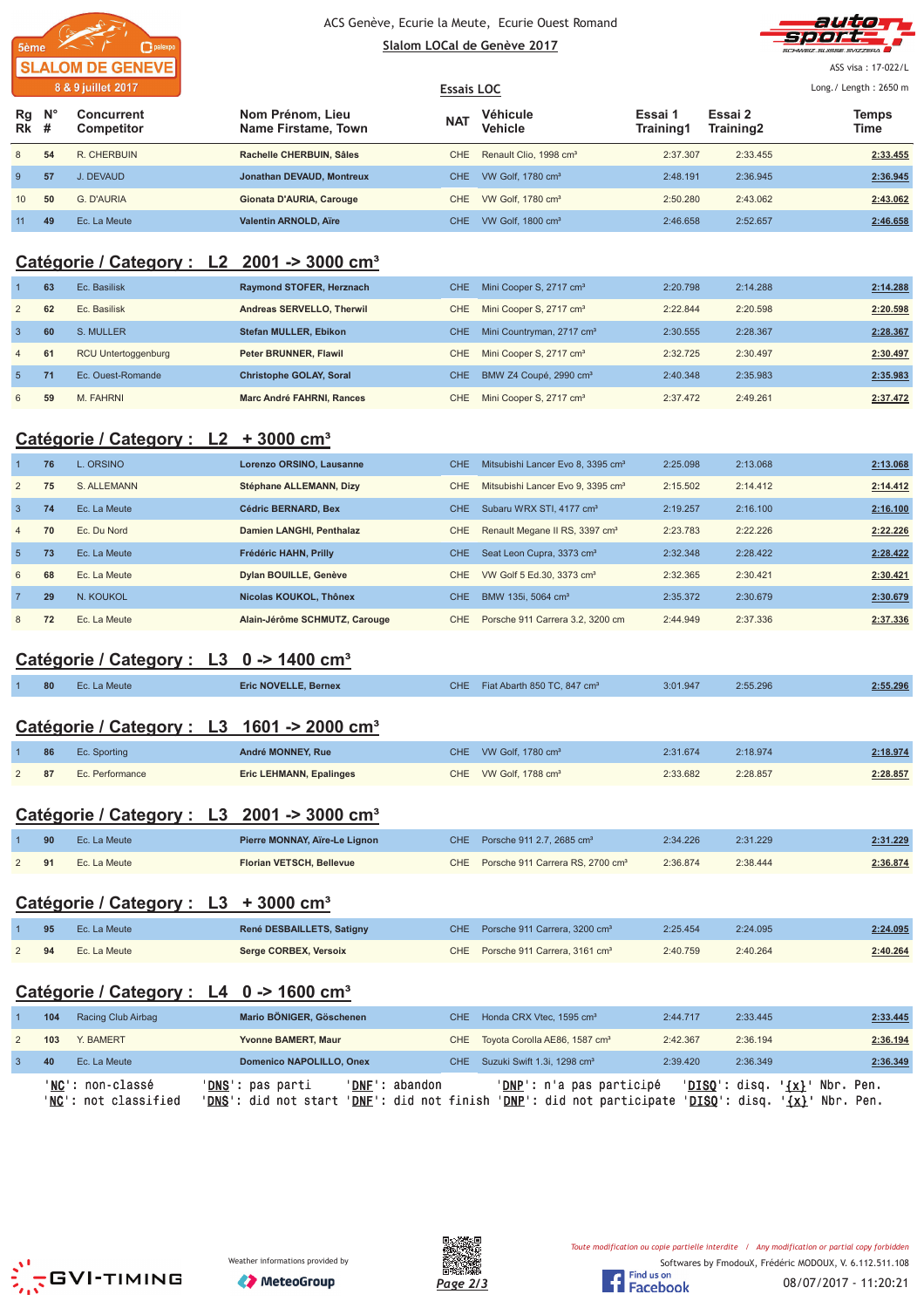5ème SLALOM DE GENEVE
8 & 9 juillet 2017

ACS Genève, Ecurie la Meute, Ecurie Ouest Romand

Slalom LOCal de Genève 2017

Essais LOC

ASS visa : 17-022/L

Long./ Length : 2650 m

| Rg Rk | N° # | Concurrent Competitor | Nom Prénom, Lieu Name Firstame, Town | NAT | Véhicule Vehicle | Essai 1 Training1 | Essai 2 Training2 | Temps Time |
|---|---|---|---|---|---|---|---|---|
| 8 | 54 | R. CHERBUIN | Rachelle CHERBUIN, Sâles | CHE | Renault Clio, 1998 cm³ | 2:37.307 | 2:33.455 | 2:33.455 |
| 9 | 57 | J. DEVAUD | Jonathan DEVAUD, Montreux | CHE | VW Golf, 1780 cm³ | 2:48.191 | 2:36.945 | 2:36.945 |
| 10 | 50 | G. D'AURIA | Gionata D'AURIA, Carouge | CHE | VW Golf, 1780 cm³ | 2:50.280 | 2:43.062 | 2:43.062 |
| 11 | 49 | Ec. La Meute | Valentin ARNOLD, Aïre | CHE | VW Golf, 1800 cm³ | 2:46.658 | 2:52.657 | 2:46.658 |

## Catégorie / Category : L2 2001 -> 3000 cm³

| Rg Rk | N° # | Concurrent Competitor | Nom Prénom, Lieu Name Firstame, Town | NAT | Véhicule Vehicle | Essai 1 Training1 | Essai 2 Training2 | Temps Time |
|---|---|---|---|---|---|---|---|---|
| 1 | 63 | Ec. Basilisk | Raymond STOFER, Herznach | CHE | Mini Cooper S, 2717 cm³ | 2:20.798 | 2:14.288 | 2:14.288 |
| 2 | 62 | Ec. Basilisk | Andreas SERVELLO, Therwil | CHE | Mini Cooper S, 2717 cm³ | 2:22.844 | 2:20.598 | 2:20.598 |
| 3 | 60 | S. MULLER | Stefan MULLER, Ebikon | CHE | Mini Countryman, 2717 cm³ | 2:30.555 | 2:28.367 | 2:28.367 |
| 4 | 61 | RCU Untertoggenburg | Peter BRUNNER, Flawil | CHE | Mini Cooper S, 2717 cm³ | 2:32.725 | 2:30.497 | 2:30.497 |
| 5 | 71 | Ec. Ouest-Romande | Christophe GOLAY, Soral | CHE | BMW Z4 Coupé, 2990 cm³ | 2:40.348 | 2:35.983 | 2:35.983 |
| 6 | 59 | M. FAHRNI | Marc André FAHRNI, Rances | CHE | Mini Cooper S, 2717 cm³ | 2:37.472 | 2:49.261 | 2:37.472 |

## Catégorie / Category : L2 + 3000 cm³

| Rg Rk | N° # | Concurrent Competitor | Nom Prénom, Lieu Name Firstame, Town | NAT | Véhicule Vehicle | Essai 1 Training1 | Essai 2 Training2 | Temps Time |
|---|---|---|---|---|---|---|---|---|
| 1 | 76 | L. ORSINO | Lorenzo ORSINO, Lausanne | CHE | Mitsubishi Lancer Evo 8, 3395 cm³ | 2:25.098 | 2:13.068 | 2:13.068 |
| 2 | 75 | S. ALLEMANN | Stéphane ALLEMANN, Dizy | CHE | Mitsubishi Lancer Evo 9, 3395 cm³ | 2:15.502 | 2:14.412 | 2:14.412 |
| 3 | 74 | Ec. La Meute | Cédric BERNARD, Bex | CHE | Subaru WRX STI, 4177 cm³ | 2:19.257 | 2:16.100 | 2:16.100 |
| 4 | 70 | Ec. Du Nord | Damien LANGHI, Penthalaz | CHE | Renault Megane II RS, 3397 cm³ | 2:23.783 | 2:22.226 | 2:22.226 |
| 5 | 73 | Ec. La Meute | Frédéric HAHN, Prilly | CHE | Seat Leon Cupra, 3373 cm³ | 2:32.348 | 2:28.422 | 2:28.422 |
| 6 | 68 | Ec. La Meute | Dylan BOUILLE, Genève | CHE | VW Golf 5 Ed.30, 3373 cm³ | 2:32.365 | 2:30.421 | 2:30.421 |
| 7 | 29 | N. KOUKOL | Nicolas KOUKOL, Thônex | CHE | BMW 135i, 5064 cm³ | 2:35.372 | 2:30.679 | 2:30.679 |
| 8 | 72 | Ec. La Meute | Alain-Jérôme SCHMUTZ, Carouge | CHE | Porsche 911 Carrera 3.2, 3200 cm | 2:44.949 | 2:37.336 | 2:37.336 |

## Catégorie / Category : L3 0 -> 1400 cm³

| Rg Rk | N° # | Concurrent Competitor | Nom Prénom, Lieu Name Firstame, Town | NAT | Véhicule Vehicle | Essai 1 Training1 | Essai 2 Training2 | Temps Time |
|---|---|---|---|---|---|---|---|---|
| 1 | 80 | Ec. La Meute | Eric NOVELLE, Bernex | CHE | Fiat Abarth 850 TC, 847 cm³ | 3:01.947 | 2:55.296 | 2:55.296 |

## Catégorie / Category : L3 1601 -> 2000 cm³

| Rg Rk | N° # | Concurrent Competitor | Nom Prénom, Lieu Name Firstame, Town | NAT | Véhicule Vehicle | Essai 1 Training1 | Essai 2 Training2 | Temps Time |
|---|---|---|---|---|---|---|---|---|
| 1 | 86 | Ec. Sporting | André MONNEY, Rue | CHE | VW Golf, 1780 cm³ | 2:31.674 | 2:18.974 | 2:18.974 |
| 2 | 87 | Ec. Performance | Eric LEHMANN, Epalinges | CHE | VW Golf, 1788 cm³ | 2:33.682 | 2:28.857 | 2:28.857 |

## Catégorie / Category : L3 2001 -> 3000 cm³

| Rg Rk | N° # | Concurrent Competitor | Nom Prénom, Lieu Name Firstame, Town | NAT | Véhicule Vehicle | Essai 1 Training1 | Essai 2 Training2 | Temps Time |
|---|---|---|---|---|---|---|---|---|
| 1 | 90 | Ec. La Meute | Pierre MONNAY, Aïre-Le Lignon | CHE | Porsche 911 2.7, 2685 cm³ | 2:34.226 | 2:31.229 | 2:31.229 |
| 2 | 91 | Ec. La Meute | Florian VETSCH, Bellevue | CHE | Porsche 911 Carrera RS, 2700 cm³ | 2:36.874 | 2:38.444 | 2:36.874 |

## Catégorie / Category : L3 + 3000 cm³

| Rg Rk | N° # | Concurrent Competitor | Nom Prénom, Lieu Name Firstame, Town | NAT | Véhicule Vehicle | Essai 1 Training1 | Essai 2 Training2 | Temps Time |
|---|---|---|---|---|---|---|---|---|
| 1 | 95 | Ec. La Meute | René DESBAILLETS, Satigny | CHE | Porsche 911 Carrera, 3200 cm³ | 2:25.454 | 2:24.095 | 2:24.095 |
| 2 | 94 | Ec. La Meute | Serge CORBEX, Versoix | CHE | Porsche 911 Carrera, 3161 cm³ | 2:40.759 | 2:40.264 | 2:40.264 |

## Catégorie / Category : L4 0 -> 1600 cm³

| Rg Rk | N° # | Concurrent Competitor | Nom Prénom, Lieu Name Firstame, Town | NAT | Véhicule Vehicle | Essai 1 Training1 | Essai 2 Training2 | Temps Time |
|---|---|---|---|---|---|---|---|---|
| 1 | 104 | Racing Club Airbag | Mario BÖNIGER, Göschenen | CHE | Honda CRX Vtec, 1595 cm³ | 2:44.717 | 2:33.445 | 2:33.445 |
| 2 | 103 | Y. BAMERT | Yvonne BAMERT, Maur | CHE | Toyota Corolla AE86, 1587 cm³ | 2:42.367 | 2:36.194 | 2:36.194 |
| 3 | 40 | Ec. La Meute | Domenico NAPOLILLO, Onex | CHE | Suzuki Swift 1.3i, 1298 cm³ | 2:39.420 | 2:36.349 | 2:36.349 |

'NC': non-classé 'DNS': pas parti 'DNF': abandon 'DNP': n'a pas participé 'DISQ': disq. '{x}' Nbr. Pen.
'NC': not classified 'DNS': did not start 'DNF': did not finish 'DNP': did not participate 'DISQ': disq. '{x}' Nbr. Pen.

Weather informations provided by MeteoGroup

Toute modification ou copie partielle interdite / Any modification or partial copy forbidden

Softwares by FmodouX, Frédéric MODOUX, V. 6.112.511.108

08/07/2017 - 11:20:21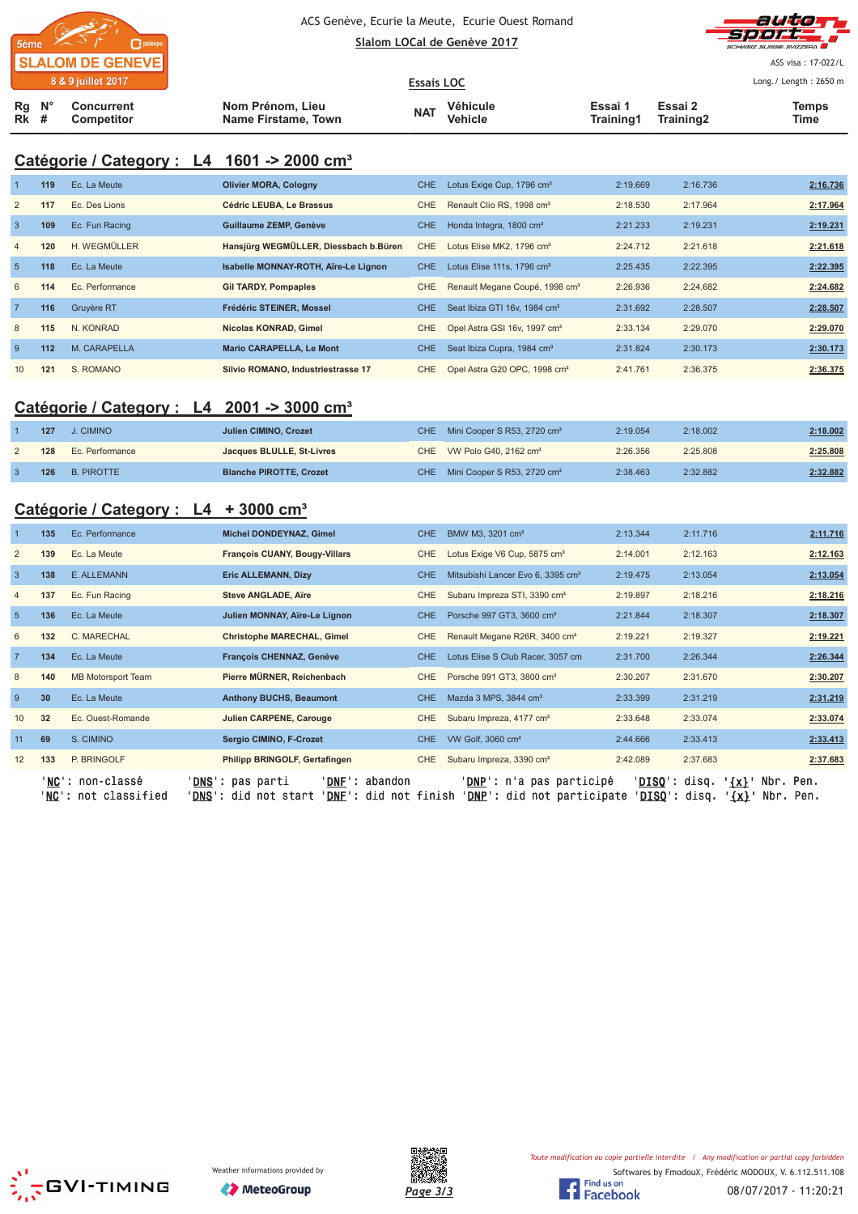5ème SLALOM DE GENEVE
8 & 9 juillet 2017

ACS Genève, Ecurie la Meute, Ecurie Ouest Romand

Slalom LOCal de Genève 2017

Essais LOC

ASS visa : 17-022/L

Long./ Length : 2650 m

## Catégorie / Category : L4 1601 -> 2000 cm³

| Rg Rk | N° # | Concurrent Competitor | Nom Prénom, Lieu Name Firstame, Town | NAT | Véhicule Vehicle | Essai 1 Training1 | Essai 2 Training2 | Temps Time |
|---|---|---|---|---|---|---|---|---|
| 1 | 119 | Ec. La Meute | Olivier MORA, Cologny | CHE | Lotus Exige Cup, 1796 cm³ | 2:19.669 | 2:16.736 | 2:16.736 |
| 2 | 117 | Ec. Des Lions | Cédric LEUBA, Le Brassus | CHE | Renault Clio RS, 1998 cm³ | 2:18.530 | 2:17.964 | 2:17.964 |
| 3 | 109 | Ec. Fun Racing | Guillaume ZEMP, Genève | CHE | Honda Integra, 1800 cm³ | 2:21.233 | 2:19.231 | 2:19.231 |
| 4 | 120 | H. WEGMÜLLER | Hansjürg WEGMÜLLER, Diessbach b.Büren | CHE | Lotus Elise MK2, 1796 cm³ | 2:24.712 | 2:21.618 | 2:21.618 |
| 5 | 118 | Ec. La Meute | Isabelle MONNAY-ROTH, Aïre-Le Lignon | CHE | Lotus Elise 111s, 1796 cm³ | 2:25.435 | 2:22.395 | 2:22.395 |
| 6 | 114 | Ec. Performance | Gil TARDY, Pompaples | CHE | Renault Megane Coupé, 1998 cm³ | 2:26.936 | 2:24.682 | 2:24.682 |
| 7 | 116 | Gruyère RT | Frédéric STEINER, Mossel | CHE | Seat Ibiza GTI 16v, 1984 cm³ | 2:31.692 | 2:28.507 | 2:28.507 |
| 8 | 115 | N. KONRAD | Nicolas KONRAD, Gimel | CHE | Opel Astra GSI 16v, 1997 cm³ | 2:33.134 | 2:29.070 | 2:29.070 |
| 9 | 112 | M. CARAPELLA | Mario CARAPELLA, Le Mont | CHE | Seat Ibiza Cupra, 1984 cm³ | 2:31.824 | 2:30.173 | 2:30.173 |
| 10 | 121 | S. ROMANO | Silvio ROMANO, Industriestrasse 17 | CHE | Opel Astra G20 OPC, 1998 cm³ | 2:41.761 | 2:36.375 | 2:36.375 |

## Catégorie / Category : L4 2001 -> 3000 cm³

| Rg Rk | N° # | Concurrent Competitor | Nom Prénom, Lieu Name Firstame, Town | NAT | Véhicule Vehicle | Essai 1 Training1 | Essai 2 Training2 | Temps Time |
|---|---|---|---|---|---|---|---|---|
| 1 | 127 | J. CIMINO | Julien CIMINO, Crozet | CHE | Mini Cooper S R53, 2720 cm³ | 2:19.054 | 2:18.002 | 2:18.002 |
| 2 | 128 | Ec. Performance | Jacques BLULLE, St-Livres | CHE | VW Polo G40, 2162 cm³ | 2:26.356 | 2:25.808 | 2:25.808 |
| 3 | 126 | B. PIROTTE | Blanche PIROTTE, Crozet | CHE | Mini Cooper S R53, 2720 cm³ | 2:38.463 | 2:32.882 | 2:32.882 |

## Catégorie / Category : L4 + 3000 cm³

| Rg Rk | N° # | Concurrent Competitor | Nom Prénom, Lieu Name Firstame, Town | NAT | Véhicule Vehicle | Essai 1 Training1 | Essai 2 Training2 | Temps Time |
|---|---|---|---|---|---|---|---|---|
| 1 | 135 | Ec. Performance | Michel DONDEYNAZ, Gimel | CHE | BMW M3, 3201 cm³ | 2:13.344 | 2:11.716 | 2:11.716 |
| 2 | 139 | Ec. La Meute | François CUANY, Bougy-Villars | CHE | Lotus Exige V6 Cup, 5875 cm³ | 2:14.001 | 2:12.163 | 2:12.163 |
| 3 | 138 | E. ALLEMANN | Eric ALLEMANN, Dizy | CHE | Mitsubishi Lancer Evo 6, 3395 cm³ | 2:19.475 | 2:13.054 | 2:13.054 |
| 4 | 137 | Ec. Fun Racing | Steve ANGLADE, Aïre | CHE | Subaru Impreza STI, 3390 cm³ | 2:19.897 | 2:18.216 | 2:18.216 |
| 5 | 136 | Ec. La Meute | Julien MONNAY, Aïre-Le Lignon | CHE | Porsche 997 GT3, 3600 cm³ | 2:21.844 | 2:18.307 | 2:18.307 |
| 6 | 132 | C. MARECHAL | Christophe MARECHAL, Gimel | CHE | Renault Megane R26R, 3400 cm³ | 2:19.221 | 2:19.327 | 2:19.221 |
| 7 | 134 | Ec. La Meute | François CHENNAZ, Genève | CHE | Lotus Elise S Club Racer, 3057 cm | 2:31.700 | 2:26.344 | 2:26.344 |
| 8 | 140 | MB Motorsport Team | Pierre MÜRNER, Reichenbach | CHE | Porsche 991 GT3, 3800 cm³ | 2:30.207 | 2:31.670 | 2:30.207 |
| 9 | 30 | Ec. La Meute | Anthony BUCHS, Beaumont | CHE | Mazda 3 MPS, 3844 cm³ | 2:33.399 | 2:31.219 | 2:31.219 |
| 10 | 32 | Ec. Ouest-Romande | Julien CARPENE, Carouge | CHE | Subaru Impreza, 4177 cm³ | 2:33.648 | 2:33.074 | 2:33.074 |
| 11 | 69 | S. CIMINO | Sergio CIMINO, F-Crozet | CHE | VW Golf, 3060 cm³ | 2:44.666 | 2:33.413 | 2:33.413 |
| 12 | 133 | P. BRINGOLF | Philipp BRINGOLF, Gertafingen | CHE | Subaru Impreza, 3390 cm³ | 2:42.089 | 2:37.683 | 2:37.683 |

'NC': non-classé 'DNS': pas parti 'DNF': abandon 'DNP': n'a pas participé 'DISQ': disq. '{x}' Nbr. Pen.
'NC': not classified 'DNS': did not start 'DNF': did not finish 'DNP': did not participate 'DISQ': disq. '{x}' Nbr. Pen.

Weather informations provided by MeteoGroup

*Toute modification ou copie partielle interdite / Any modification or partial copy forbidden*

Softwares by FmodouX, Frédéric MODOUX, V. 6.112.511.108

08/07/2017 - 11:20:21